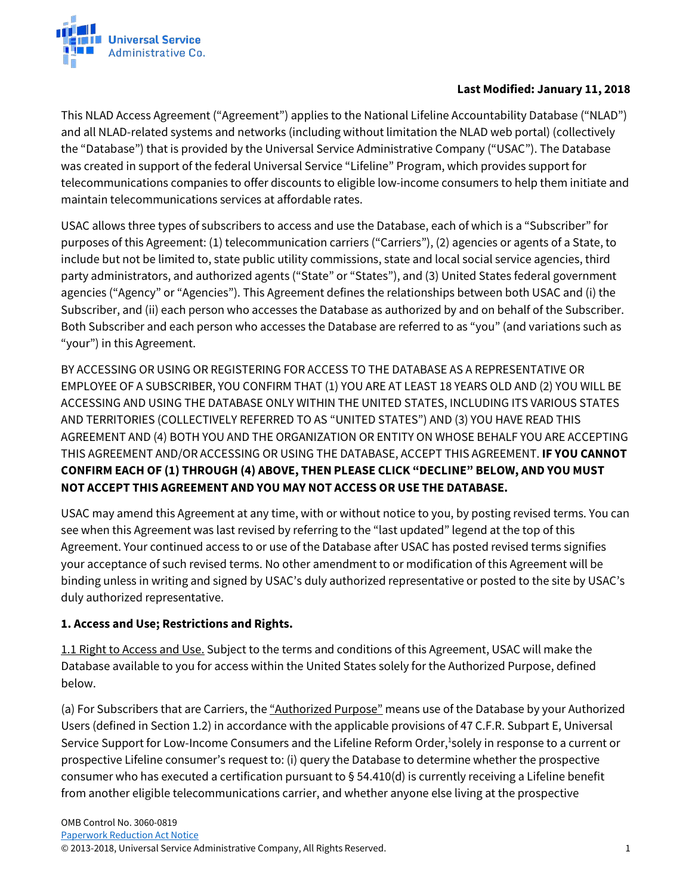Universal Service Administrative Co.

**Last Modified: January 11, 2018**

This NLAD Access Agreement ("Agreement") applies to the National Lifeline Accountability Database ("NLAD") and all NLAD-related systems and networks (including without limitation the NLAD web portal) (collectively the "Database") that is provided by the Universal Service Administrative Company ("USAC"). The Database was created in support of the federal Universal Service "Lifeline" Program, which provides support for telecommunications companies to offer discounts to eligible low-income consumers to help them initiate and maintain telecommunications services at affordable rates.

USAC allows three types of subscribers to access and use the Database, each of which is a "Subscriber" for purposes of this Agreement: (1) telecommunication carriers ("Carriers"), (2) agencies or agents of a State, to include but not be limited to, state public utility commissions, state and local social service agencies, third party administrators, and authorized agents ("State" or "States"), and (3) United States federal government agencies ("Agency" or "Agencies"). This Agreement defines the relationships between both USAC and (i) the Subscriber, and (ii) each person who accesses the Database as authorized by and on behalf of the Subscriber. Both Subscriber and each person who accesses the Database are referred to as "you" (and variations such as "your") in this Agreement.

BY ACCESSING OR USING OR REGISTERING FOR ACCESS TO THE DATABASE AS A REPRESENTATIVE OR EMPLOYEE OF A SUBSCRIBER, YOU CONFIRM THAT (1) YOU ARE AT LEAST 18 YEARS OLD AND (2) YOU WILL BE ACCESSING AND USING THE DATABASE ONLY WITHIN THE UNITED STATES, INCLUDING ITS VARIOUS STATES AND TERRITORIES (COLLECTIVELY REFERRED TO AS "UNITED STATES") AND (3) YOU HAVE READ THIS AGREEMENT AND (4) BOTH YOU AND THE ORGANIZATION OR ENTITY ON WHOSE BEHALF YOU ARE ACCEPTING THIS AGREEMENT AND/OR ACCESSING OR USING THE DATABASE, ACCEPT THIS AGREEMENT. **IF YOU CANNOT CONFIRM EACH OF (1) THROUGH (4) ABOVE, THEN PLEASE CLICK "DECLINE" BELOW, AND YOU MUST NOT ACCEPT THIS AGREEMENT AND YOU MAY NOT ACCESS OR USE THE DATABASE.**

USAC may amend this Agreement at any time, with or without notice to you, by posting revised terms. You can see when this Agreement was last revised by referring to the "last updated" legend at the top of this Agreement. Your continued access to or use of the Database after USAC has posted revised terms signifies your acceptance of such revised terms. No other amendment to or modification of this Agreement will be binding unless in writing and signed by USAC's duly authorized representative or posted to the site by USAC's duly authorized representative.

**1. Access and Use; Restrictions and Rights.**

1.1 Right to Access and Use. Subject to the terms and conditions of this Agreement, USAC will make the Database available to you for access within the United States solely for the Authorized Purpose, defined below.

(a) For Subscribers that are Carriers, the "Authorized Purpose" means use of the Database by your Authorized Users (defined in Section 1.2) in accordance with the applicable provisions of 47 C.F.R. Subpart E, Universal Service Support for Low-Income Consumers and the Lifeline Reform Order,[1] solely in response to a current or prospective Lifeline consumer's request to: (i) query the Database to determine whether the prospective consumer who has executed a certification pursuant to § 54.410(d) is currently receiving a Lifeline benefit from another eligible telecommunications carrier, and whether anyone else living at the prospective

OMB Control No. 3060-0819
Paperwork Reduction Act Notice
© 2013-2018, Universal Service Administrative Company, All Rights Reserved.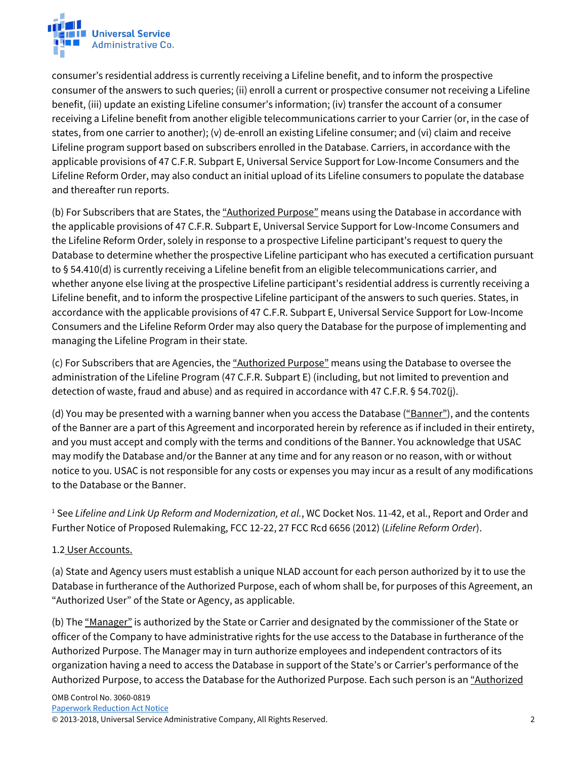consumer's residential address is currently receiving a Lifeline benefit, and to inform the prospective consumer of the answers to such queries; (ii) enroll a current or prospective consumer not receiving a Lifeline benefit, (iii) update an existing Lifeline consumer's information; (iv) transfer the account of a consumer receiving a Lifeline benefit from another eligible telecommunications carrier to your Carrier (or, in the case of states, from one carrier to another); (v) de-enroll an existing Lifeline consumer; and (vi) claim and receive Lifeline program support based on subscribers enrolled in the Database. Carriers, in accordance with the applicable provisions of 47 C.F.R. Subpart E, Universal Service Support for Low-Income Consumers and the Lifeline Reform Order, may also conduct an initial upload of its Lifeline consumers to populate the database and thereafter run reports.

(b) For Subscribers that are States, the "Authorized Purpose" means using the Database in accordance with the applicable provisions of 47 C.F.R. Subpart E, Universal Service Support for Low-Income Consumers and the Lifeline Reform Order, solely in response to a prospective Lifeline participant's request to query the Database to determine whether the prospective Lifeline participant who has executed a certification pursuant to § 54.410(d) is currently receiving a Lifeline benefit from an eligible telecommunications carrier, and whether anyone else living at the prospective Lifeline participant's residential address is currently receiving a Lifeline benefit, and to inform the prospective Lifeline participant of the answers to such queries. States, in accordance with the applicable provisions of 47 C.F.R. Subpart E, Universal Service Support for Low-Income Consumers and the Lifeline Reform Order may also query the Database for the purpose of implementing and managing the Lifeline Program in their state.

(c) For Subscribers that are Agencies, the "Authorized Purpose" means using the Database to oversee the administration of the Lifeline Program (47 C.F.R. Subpart E) (including, but not limited to prevention and detection of waste, fraud and abuse) and as required in accordance with 47 C.F.R. § 54.702(j).

(d) You may be presented with a warning banner when you access the Database ("Banner"), and the contents of the Banner are a part of this Agreement and incorporated herein by reference as if included in their entirety, and you must accept and comply with the terms and conditions of the Banner. You acknowledge that USAC may modify the Database and/or the Banner at any time and for any reason or no reason, with or without notice to you. USAC is not responsible for any costs or expenses you may incur as a result of any modifications to the Database or the Banner.

[1] See *Lifeline and Link Up Reform and Modernization, et al.*, WC Docket Nos. 11-42, et al., Report and Order and Further Notice of Proposed Rulemaking, FCC 12-22, 27 FCC Rcd 6656 (2012) (*Lifeline Reform Order*).

1.2 User Accounts.

(a) State and Agency users must establish a unique NLAD account for each person authorized by it to use the Database in furtherance of the Authorized Purpose, each of whom shall be, for purposes of this Agreement, an "Authorized User" of the State or Agency, as applicable.

(b) The "Manager" is authorized by the State or Carrier and designated by the commissioner of the State or officer of the Company to have administrative rights for the use access to the Database in furtherance of the Authorized Purpose. The Manager may in turn authorize employees and independent contractors of its organization having a need to access the Database in support of the State's or Carrier's performance of the Authorized Purpose, to access the Database for the Authorized Purpose. Each such person is an "Authorized

OMB Control No. 3060-0819
Paperwork Reduction Act Notice
© 2013-2018, Universal Service Administrative Company, All Rights Reserved.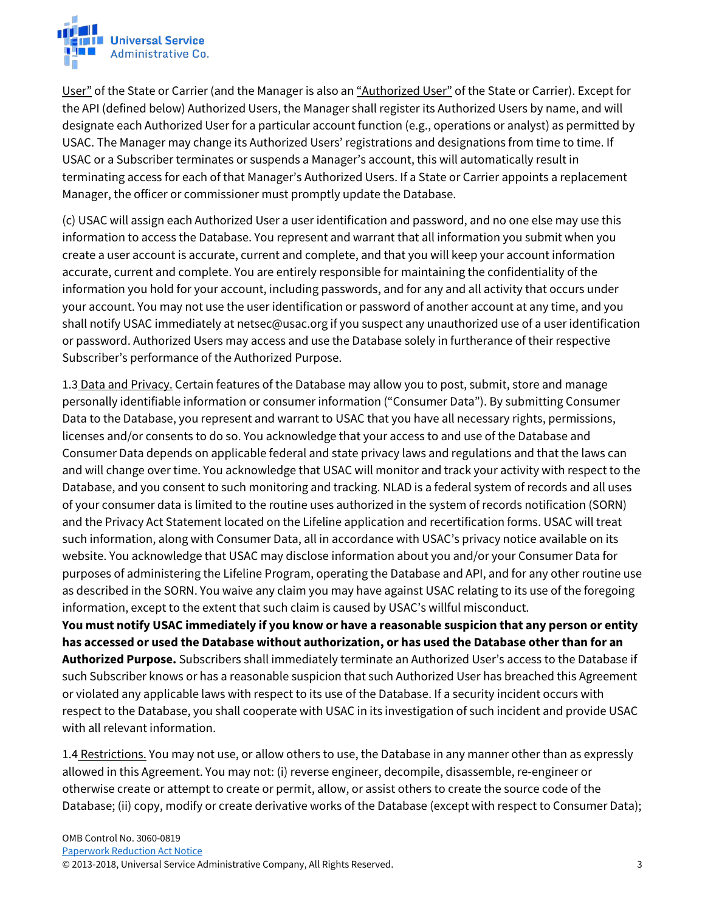User" of the State or Carrier (and the Manager is also an "Authorized User" of the State or Carrier). Except for the API (defined below) Authorized Users, the Manager shall register its Authorized Users by name, and will designate each Authorized User for a particular account function (e.g., operations or analyst) as permitted by USAC. The Manager may change its Authorized Users' registrations and designations from time to time. If USAC or a Subscriber terminates or suspends a Manager's account, this will automatically result in terminating access for each of that Manager's Authorized Users. If a State or Carrier appoints a replacement Manager, the officer or commissioner must promptly update the Database.

(c) USAC will assign each Authorized User a user identification and password, and no one else may use this information to access the Database. You represent and warrant that all information you submit when you create a user account is accurate, current and complete, and that you will keep your account information accurate, current and complete. You are entirely responsible for maintaining the confidentiality of the information you hold for your account, including passwords, and for any and all activity that occurs under your account. You may not use the user identification or password of another account at any time, and you shall notify USAC immediately at netsec@usac.org if you suspect any unauthorized use of a user identification or password. Authorized Users may access and use the Database solely in furtherance of their respective Subscriber's performance of the Authorized Purpose.

1.3 Data and Privacy. Certain features of the Database may allow you to post, submit, store and manage personally identifiable information or consumer information ("Consumer Data"). By submitting Consumer Data to the Database, you represent and warrant to USAC that you have all necessary rights, permissions, licenses and/or consents to do so. You acknowledge that your access to and use of the Database and Consumer Data depends on applicable federal and state privacy laws and regulations and that the laws can and will change over time. You acknowledge that USAC will monitor and track your activity with respect to the Database, and you consent to such monitoring and tracking. NLAD is a federal system of records and all uses of your consumer data is limited to the routine uses authorized in the system of records notification (SORN) and the Privacy Act Statement located on the Lifeline application and recertification forms. USAC will treat such information, along with Consumer Data, all in accordance with USAC's privacy notice available on its website. You acknowledge that USAC may disclose information about you and/or your Consumer Data for purposes of administering the Lifeline Program, operating the Database and API, and for any other routine use as described in the SORN. You waive any claim you may have against USAC relating to its use of the foregoing information, except to the extent that such claim is caused by USAC's willful misconduct.
**You must notify USAC immediately if you know or have a reasonable suspicion that any person or entity has accessed or used the Database without authorization, or has used the Database other than for an Authorized Purpose.** Subscribers shall immediately terminate an Authorized User's access to the Database if such Subscriber knows or has a reasonable suspicion that such Authorized User has breached this Agreement or violated any applicable laws with respect to its use of the Database. If a security incident occurs with respect to the Database, you shall cooperate with USAC in its investigation of such incident and provide USAC with all relevant information.

1.4 Restrictions. You may not use, or allow others to use, the Database in any manner other than as expressly allowed in this Agreement. You may not: (i) reverse engineer, decompile, disassemble, re-engineer or otherwise create or attempt to create or permit, allow, or assist others to create the source code of the Database; (ii) copy, modify or create derivative works of the Database (except with respect to Consumer Data);

OMB Control No. 3060-0819
Paperwork Reduction Act Notice
© 2013-2018, Universal Service Administrative Company, All Rights Reserved.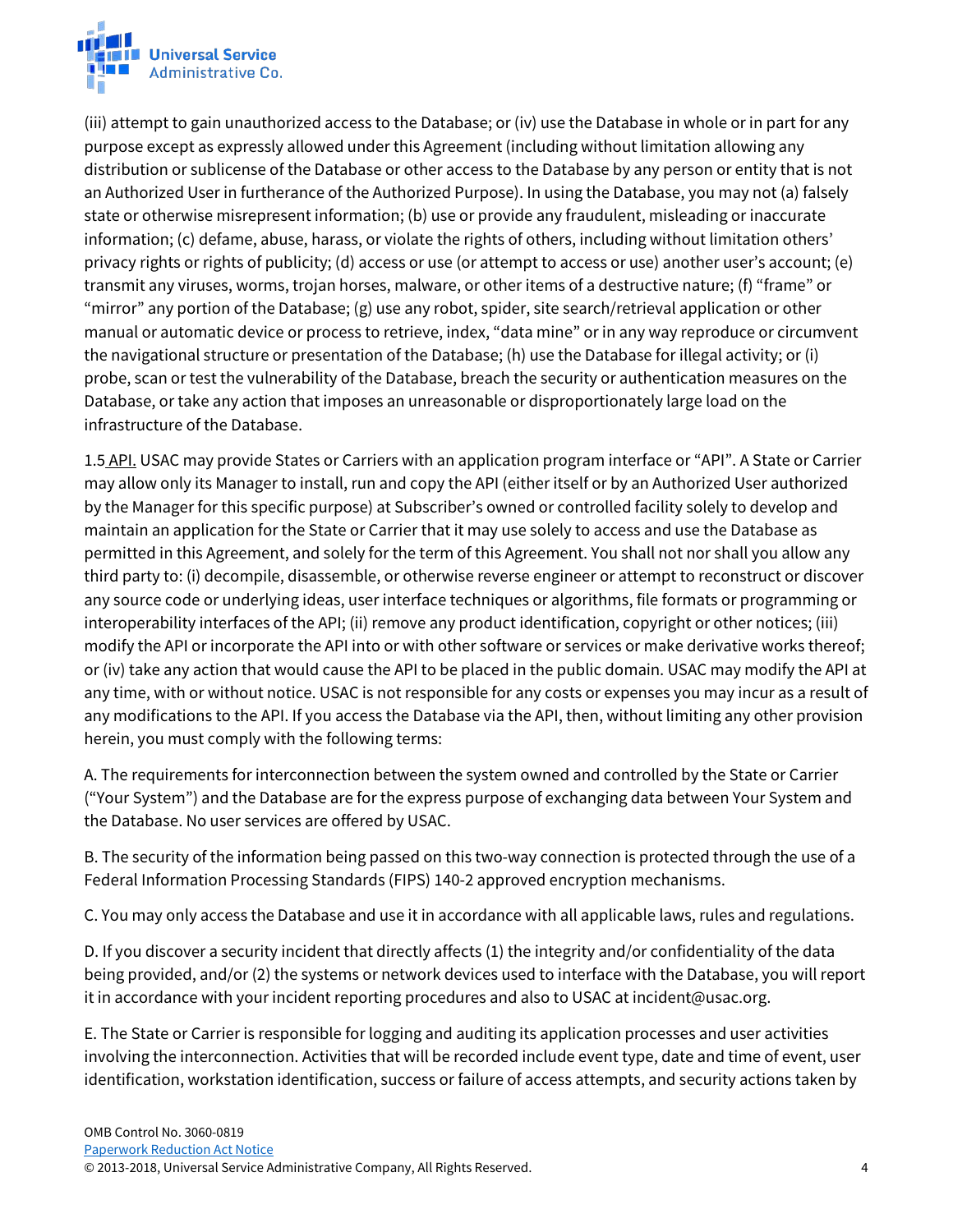(iii) attempt to gain unauthorized access to the Database; or (iv) use the Database in whole or in part for any purpose except as expressly allowed under this Agreement (including without limitation allowing any distribution or sublicense of the Database or other access to the Database by any person or entity that is not an Authorized User in furtherance of the Authorized Purpose). In using the Database, you may not (a) falsely state or otherwise misrepresent information; (b) use or provide any fraudulent, misleading or inaccurate information; (c) defame, abuse, harass, or violate the rights of others, including without limitation others' privacy rights or rights of publicity; (d) access or use (or attempt to access or use) another user's account; (e) transmit any viruses, worms, trojan horses, malware, or other items of a destructive nature; (f) "frame" or "mirror" any portion of the Database; (g) use any robot, spider, site search/retrieval application or other manual or automatic device or process to retrieve, index, "data mine" or in any way reproduce or circumvent the navigational structure or presentation of the Database; (h) use the Database for illegal activity; or (i) probe, scan or test the vulnerability of the Database, breach the security or authentication measures on the Database, or take any action that imposes an unreasonable or disproportionately large load on the infrastructure of the Database.

1.5 API. USAC may provide States or Carriers with an application program interface or "API". A State or Carrier may allow only its Manager to install, run and copy the API (either itself or by an Authorized User authorized by the Manager for this specific purpose) at Subscriber's owned or controlled facility solely to develop and maintain an application for the State or Carrier that it may use solely to access and use the Database as permitted in this Agreement, and solely for the term of this Agreement. You shall not nor shall you allow any third party to: (i) decompile, disassemble, or otherwise reverse engineer or attempt to reconstruct or discover any source code or underlying ideas, user interface techniques or algorithms, file formats or programming or interoperability interfaces of the API; (ii) remove any product identification, copyright or other notices; (iii) modify the API or incorporate the API into or with other software or services or make derivative works thereof; or (iv) take any action that would cause the API to be placed in the public domain. USAC may modify the API at any time, with or without notice. USAC is not responsible for any costs or expenses you may incur as a result of any modifications to the API. If you access the Database via the API, then, without limiting any other provision herein, you must comply with the following terms:

A. The requirements for interconnection between the system owned and controlled by the State or Carrier ("Your System") and the Database are for the express purpose of exchanging data between Your System and the Database. No user services are offered by USAC.

B. The security of the information being passed on this two-way connection is protected through the use of a Federal Information Processing Standards (FIPS) 140-2 approved encryption mechanisms.

C. You may only access the Database and use it in accordance with all applicable laws, rules and regulations.

D. If you discover a security incident that directly affects (1) the integrity and/or confidentiality of the data being provided, and/or (2) the systems or network devices used to interface with the Database, you will report it in accordance with your incident reporting procedures and also to USAC at incident@usac.org.

E. The State or Carrier is responsible for logging and auditing its application processes and user activities involving the interconnection. Activities that will be recorded include event type, date and time of event, user identification, workstation identification, success or failure of access attempts, and security actions taken by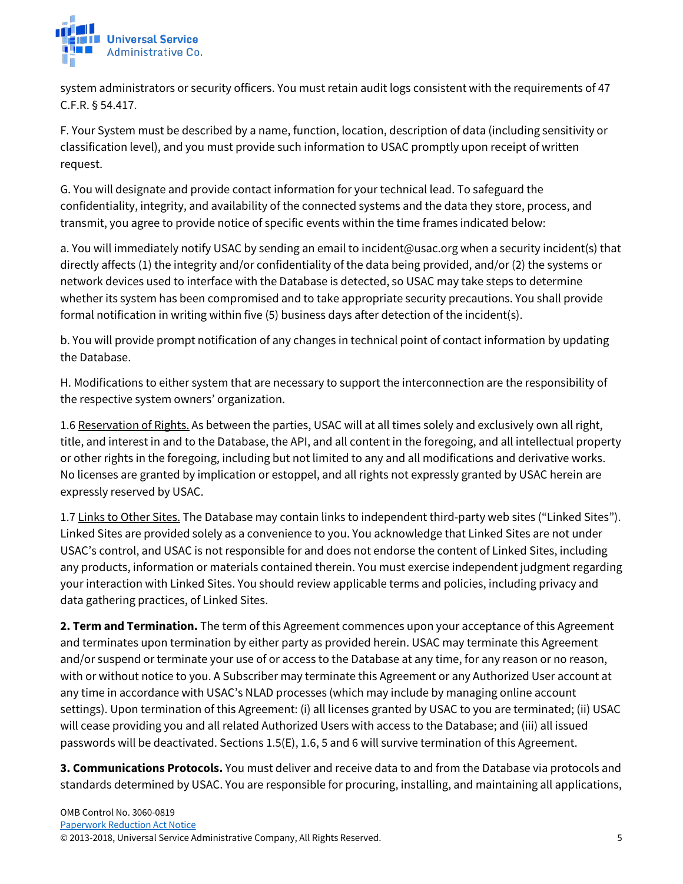system administrators or security officers. You must retain audit logs consistent with the requirements of 47 C.F.R. § 54.417.

F. Your System must be described by a name, function, location, description of data (including sensitivity or classification level), and you must provide such information to USAC promptly upon receipt of written request.

G. You will designate and provide contact information for your technical lead. To safeguard the confidentiality, integrity, and availability of the connected systems and the data they store, process, and transmit, you agree to provide notice of specific events within the time frames indicated below:

a. You will immediately notify USAC by sending an email to incident@usac.org when a security incident(s) that directly affects (1) the integrity and/or confidentiality of the data being provided, and/or (2) the systems or network devices used to interface with the Database is detected, so USAC may take steps to determine whether its system has been compromised and to take appropriate security precautions. You shall provide formal notification in writing within five (5) business days after detection of the incident(s).

b. You will provide prompt notification of any changes in technical point of contact information by updating the Database.

H. Modifications to either system that are necessary to support the interconnection are the responsibility of the respective system owners' organization.

1.6 <u>Reservation of Rights.</u> As between the parties, USAC will at all times solely and exclusively own all right, title, and interest in and to the Database, the API, and all content in the foregoing, and all intellectual property or other rights in the foregoing, including but not limited to any and all modifications and derivative works. No licenses are granted by implication or estoppel, and all rights not expressly granted by USAC herein are expressly reserved by USAC.

1.7 <u>Links to Other Sites.</u> The Database may contain links to independent third-party web sites ("Linked Sites"). Linked Sites are provided solely as a convenience to you. You acknowledge that Linked Sites are not under USAC's control, and USAC is not responsible for and does not endorse the content of Linked Sites, including any products, information or materials contained therein. You must exercise independent judgment regarding your interaction with Linked Sites. You should review applicable terms and policies, including privacy and data gathering practices, of Linked Sites.

**2. Term and Termination.** The term of this Agreement commences upon your acceptance of this Agreement and terminates upon termination by either party as provided herein. USAC may terminate this Agreement and/or suspend or terminate your use of or access to the Database at any time, for any reason or no reason, with or without notice to you. A Subscriber may terminate this Agreement or any Authorized User account at any time in accordance with USAC's NLAD processes (which may include by managing online account settings). Upon termination of this Agreement: (i) all licenses granted by USAC to you are terminated; (ii) USAC will cease providing you and all related Authorized Users with access to the Database; and (iii) all issued passwords will be deactivated. Sections 1.5(E), 1.6, 5 and 6 will survive termination of this Agreement.

**3. Communications Protocols.** You must deliver and receive data to and from the Database via protocols and standards determined by USAC. You are responsible for procuring, installing, and maintaining all applications,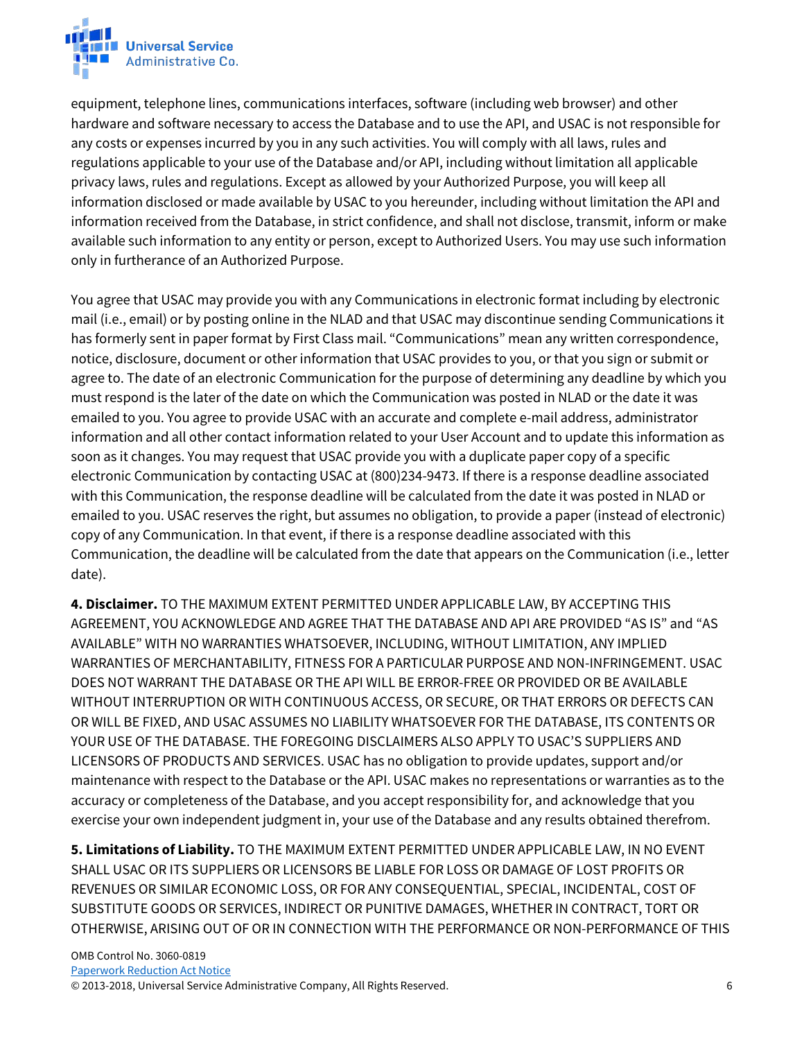equipment, telephone lines, communications interfaces, software (including web browser) and other hardware and software necessary to access the Database and to use the API, and USAC is not responsible for any costs or expenses incurred by you in any such activities. You will comply with all laws, rules and regulations applicable to your use of the Database and/or API, including without limitation all applicable privacy laws, rules and regulations. Except as allowed by your Authorized Purpose, you will keep all information disclosed or made available by USAC to you hereunder, including without limitation the API and information received from the Database, in strict confidence, and shall not disclose, transmit, inform or make available such information to any entity or person, except to Authorized Users. You may use such information only in furtherance of an Authorized Purpose.

You agree that USAC may provide you with any Communications in electronic format including by electronic mail (i.e., email) or by posting online in the NLAD and that USAC may discontinue sending Communications it has formerly sent in paper format by First Class mail. "Communications" mean any written correspondence, notice, disclosure, document or other information that USAC provides to you, or that you sign or submit or agree to. The date of an electronic Communication for the purpose of determining any deadline by which you must respond is the later of the date on which the Communication was posted in NLAD or the date it was emailed to you. You agree to provide USAC with an accurate and complete e-mail address, administrator information and all other contact information related to your User Account and to update this information as soon as it changes. You may request that USAC provide you with a duplicate paper copy of a specific electronic Communication by contacting USAC at (800)234-9473. If there is a response deadline associated with this Communication, the response deadline will be calculated from the date it was posted in NLAD or emailed to you. USAC reserves the right, but assumes no obligation, to provide a paper (instead of electronic) copy of any Communication. In that event, if there is a response deadline associated with this Communication, the deadline will be calculated from the date that appears on the Communication (i.e., letter date).

**4. Disclaimer.** TO THE MAXIMUM EXTENT PERMITTED UNDER APPLICABLE LAW, BY ACCEPTING THIS AGREEMENT, YOU ACKNOWLEDGE AND AGREE THAT THE DATABASE AND API ARE PROVIDED "AS IS" and "AS AVAILABLE" WITH NO WARRANTIES WHATSOEVER, INCLUDING, WITHOUT LIMITATION, ANY IMPLIED WARRANTIES OF MERCHANTABILITY, FITNESS FOR A PARTICULAR PURPOSE AND NON-INFRINGEMENT. USAC DOES NOT WARRANT THE DATABASE OR THE API WILL BE ERROR-FREE OR PROVIDED OR BE AVAILABLE WITHOUT INTERRUPTION OR WITH CONTINUOUS ACCESS, OR SECURE, OR THAT ERRORS OR DEFECTS CAN OR WILL BE FIXED, AND USAC ASSUMES NO LIABILITY WHATSOEVER FOR THE DATABASE, ITS CONTENTS OR YOUR USE OF THE DATABASE. THE FOREGOING DISCLAIMERS ALSO APPLY TO USAC'S SUPPLIERS AND LICENSORS OF PRODUCTS AND SERVICES. USAC has no obligation to provide updates, support and/or maintenance with respect to the Database or the API. USAC makes no representations or warranties as to the accuracy or completeness of the Database, and you accept responsibility for, and acknowledge that you exercise your own independent judgment in, your use of the Database and any results obtained therefrom.

**5. Limitations of Liability.** TO THE MAXIMUM EXTENT PERMITTED UNDER APPLICABLE LAW, IN NO EVENT SHALL USAC OR ITS SUPPLIERS OR LICENSORS BE LIABLE FOR LOSS OR DAMAGE OF LOST PROFITS OR REVENUES OR SIMILAR ECONOMIC LOSS, OR FOR ANY CONSEQUENTIAL, SPECIAL, INCIDENTAL, COST OF SUBSTITUTE GOODS OR SERVICES, INDIRECT OR PUNITIVE DAMAGES, WHETHER IN CONTRACT, TORT OR OTHERWISE, ARISING OUT OF OR IN CONNECTION WITH THE PERFORMANCE OR NON-PERFORMANCE OF THIS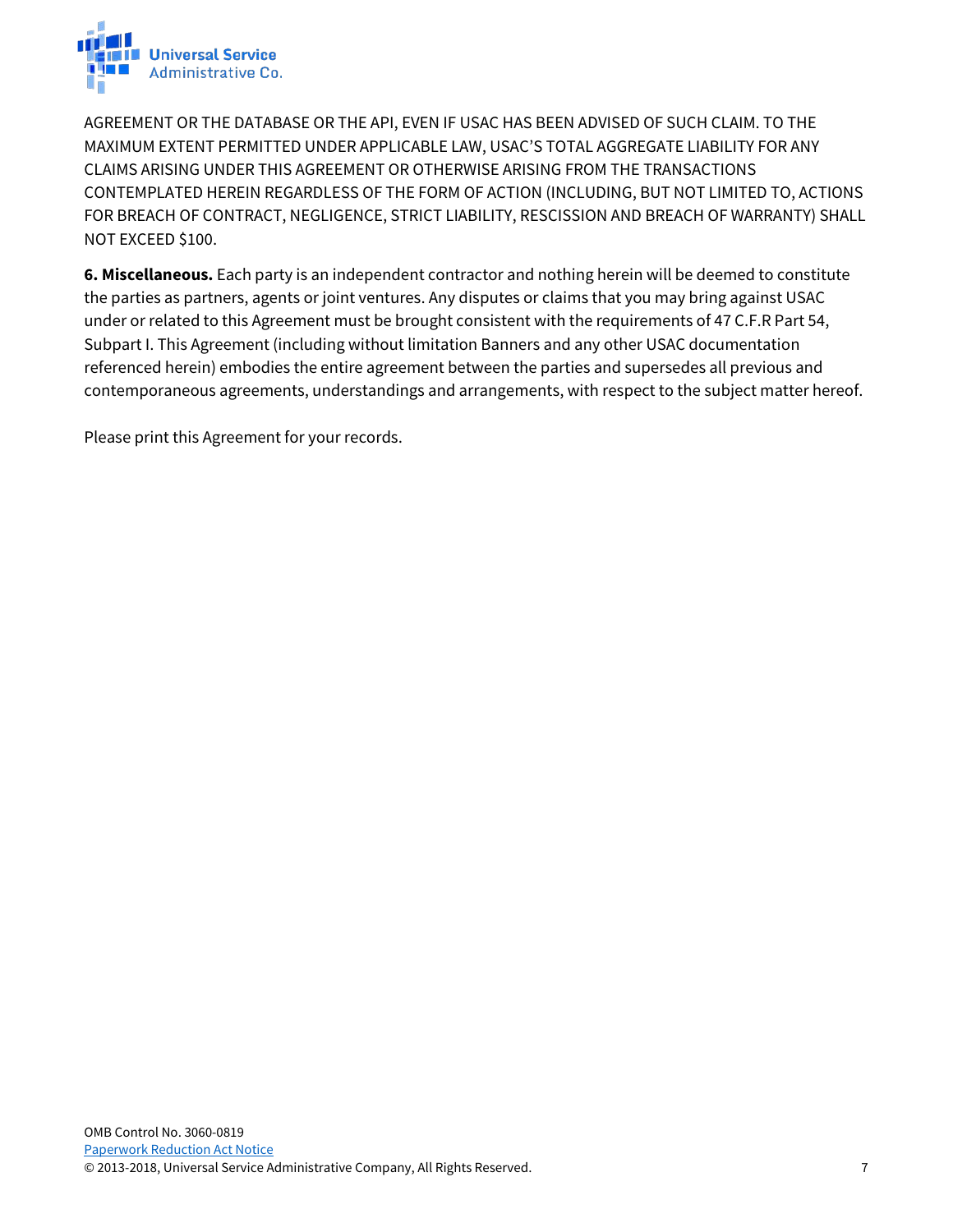AGREEMENT OR THE DATABASE OR THE API, EVEN IF USAC HAS BEEN ADVISED OF SUCH CLAIM. TO THE MAXIMUM EXTENT PERMITTED UNDER APPLICABLE LAW, USAC'S TOTAL AGGREGATE LIABILITY FOR ANY CLAIMS ARISING UNDER THIS AGREEMENT OR OTHERWISE ARISING FROM THE TRANSACTIONS CONTEMPLATED HEREIN REGARDLESS OF THE FORM OF ACTION (INCLUDING, BUT NOT LIMITED TO, ACTIONS FOR BREACH OF CONTRACT, NEGLIGENCE, STRICT LIABILITY, RESCISSION AND BREACH OF WARRANTY) SHALL NOT EXCEED $100.

**6. Miscellaneous.** Each party is an independent contractor and nothing herein will be deemed to constitute the parties as partners, agents or joint ventures. Any disputes or claims that you may bring against USAC under or related to this Agreement must be brought consistent with the requirements of 47 C.F.R Part 54, Subpart I. This Agreement (including without limitation Banners and any other USAC documentation referenced herein) embodies the entire agreement between the parties and supersedes all previous and contemporaneous agreements, understandings and arrangements, with respect to the subject matter hereof.

Please print this Agreement for your records.

OMB Control No. 3060-0819
Paperwork Reduction Act Notice
© 2013-2018, Universal Service Administrative Company, All Rights Reserved.